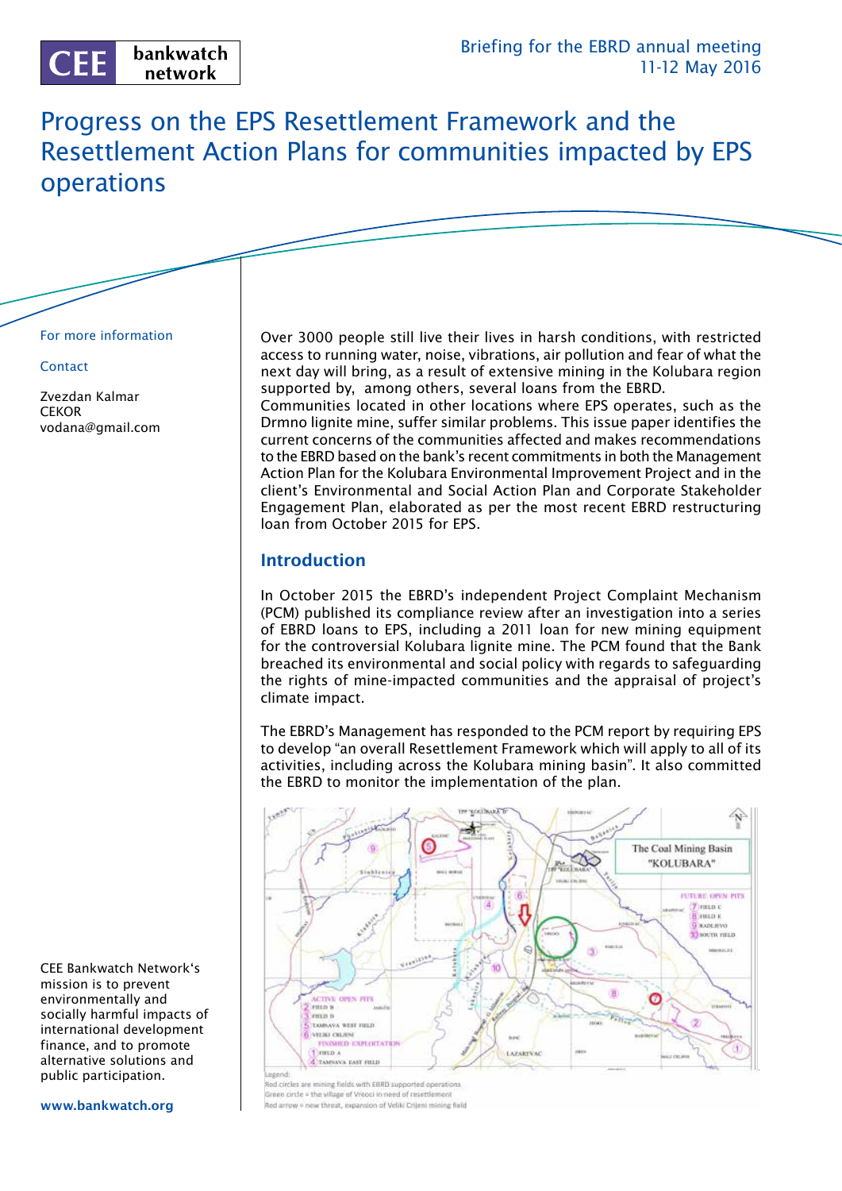CEE bankwatch network

Briefing for the EBRD annual meeting
11-12 May 2016

# Progress on the EPS Resettlement Framework and the Resettlement Action Plans for communities impacted by EPS operations

For more information

Contact

Zvezdan Kalmar
CEKOR
vodana@gmail.com

CEE Bankwatch Network's mission is to prevent environmentally and socially harmful impacts of international development finance, and to promote alternative solutions and public participation.

www.bankwatch.org

Over 3000 people still live their lives in harsh conditions, with restricted access to running water, noise, vibrations, air pollution and fear of what the next day will bring, as a result of extensive mining in the Kolubara region supported by, among others, several loans from the EBRD.
Communities located in other locations where EPS operates, such as the Drmno lignite mine, suffer similar problems. This issue paper identifies the current concerns of the communities affected and makes recommendations to the EBRD based on the bank's recent commitments in both the Management Action Plan for the Kolubara Environmental Improvement Project and in the client's Environmental and Social Action Plan and Corporate Stakeholder Engagement Plan, elaborated as per the most recent EBRD restructuring loan from October 2015 for EPS.

## Introduction

In October 2015 the EBRD's independent Project Complaint Mechanism (PCM) published its compliance review after an investigation into a series of EBRD loans to EPS, including a 2011 loan for new mining equipment for the controversial Kolubara lignite mine. The PCM found that the Bank breached its environmental and social policy with regards to safeguarding the rights of mine-impacted communities and the appraisal of project's climate impact.

The EBRD's Management has responded to the PCM report by requiring EPS to develop "an overall Resettlement Framework which will apply to all of its activities, including across the Kolubara mining basin". It also committed the EBRD to monitor the implementation of the plan.

Legend:
Red circles are mining fields with EBRD supported operations
Green circle = the village of Vreoci in need of resettlement
Red arrow = new threat, expansion of Veliki Crljeni mining field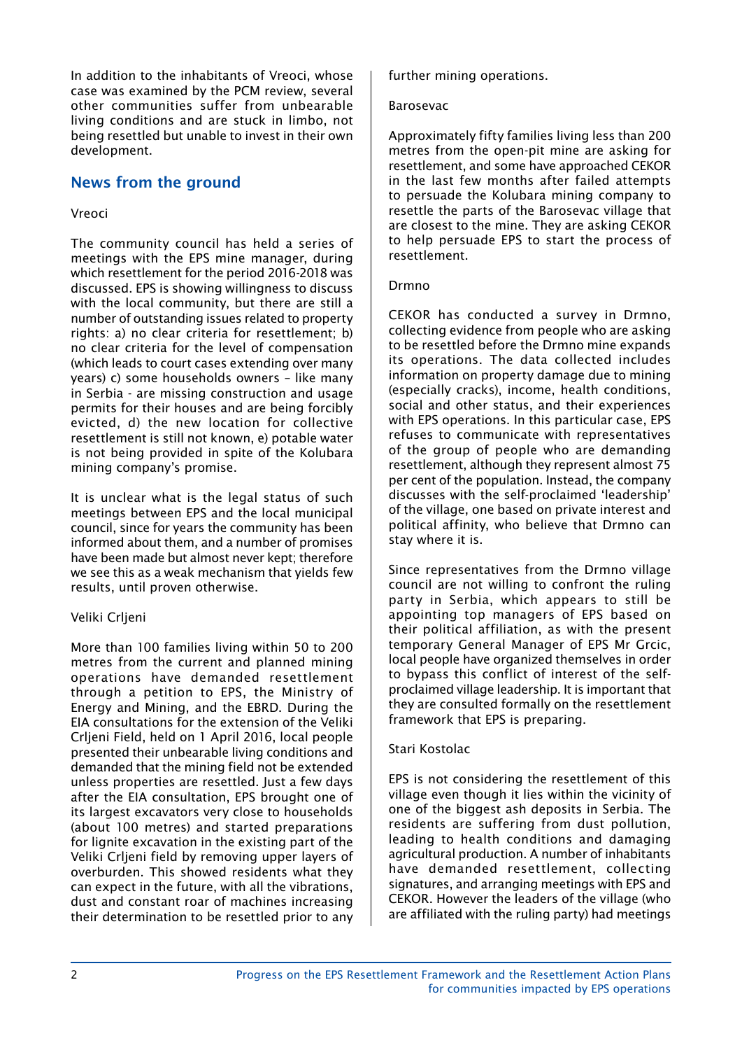In addition to the inhabitants of Vreoci, whose case was examined by the PCM review, several other communities suffer from unbearable living conditions and are stuck in limbo, not being resettled but unable to invest in their own development.

## News from the ground

Vreoci

The community council has held a series of meetings with the EPS mine manager, during which resettlement for the period 2016-2018 was discussed. EPS is showing willingness to discuss with the local community, but there are still a number of outstanding issues related to property rights: a) no clear criteria for resettlement; b) no clear criteria for the level of compensation (which leads to court cases extending over many years) c) some households owners – like many in Serbia - are missing construction and usage permits for their houses and are being forcibly evicted, d) the new location for collective resettlement is still not known, e) potable water is not being provided in spite of the Kolubara mining company's promise.

It is unclear what is the legal status of such meetings between EPS and the local municipal council, since for years the community has been informed about them, and a number of promises have been made but almost never kept; therefore we see this as a weak mechanism that yields few results, until proven otherwise.

Veliki Crljeni

More than 100 families living within 50 to 200 metres from the current and planned mining operations have demanded resettlement through a petition to EPS, the Ministry of Energy and Mining, and the EBRD. During the EIA consultations for the extension of the Veliki Crljeni Field, held on 1 April 2016, local people presented their unbearable living conditions and demanded that the mining field not be extended unless properties are resettled. Just a few days after the EIA consultation, EPS brought one of its largest excavators very close to households (about 100 metres) and started preparations for lignite excavation in the existing part of the Veliki Crljeni field by removing upper layers of overburden. This showed residents what they can expect in the future, with all the vibrations, dust and constant roar of machines increasing their determination to be resettled prior to any further mining operations.

Barosevac

Approximately fifty families living less than 200 metres from the open-pit mine are asking for resettlement, and some have approached CEKOR in the last few months after failed attempts to persuade the Kolubara mining company to resettle the parts of the Barosevac village that are closest to the mine. They are asking CEKOR to help persuade EPS to start the process of resettlement.

Drmno

CEKOR has conducted a survey in Drmno, collecting evidence from people who are asking to be resettled before the Drmno mine expands its operations. The data collected includes information on property damage due to mining (especially cracks), income, health conditions, social and other status, and their experiences with EPS operations. In this particular case, EPS refuses to communicate with representatives of the group of people who are demanding resettlement, although they represent almost 75 per cent of the population. Instead, the company discusses with the self-proclaimed 'leadership' of the village, one based on private interest and political affinity, who believe that Drmno can stay where it is.

Since representatives from the Drmno village council are not willing to confront the ruling party in Serbia, which appears to still be appointing top managers of EPS based on their political affiliation, as with the present temporary General Manager of EPS Mr Grcic, local people have organized themselves in order to bypass this conflict of interest of the self-proclaimed village leadership. It is important that they are consulted formally on the resettlement framework that EPS is preparing.

Stari Kostolac

EPS is not considering the resettlement of this village even though it lies within the vicinity of one of the biggest ash deposits in Serbia. The residents are suffering from dust pollution, leading to health conditions and damaging agricultural production. A number of inhabitants have demanded resettlement, collecting signatures, and arranging meetings with EPS and CEKOR. However the leaders of the village (who are affiliated with the ruling party) had meetings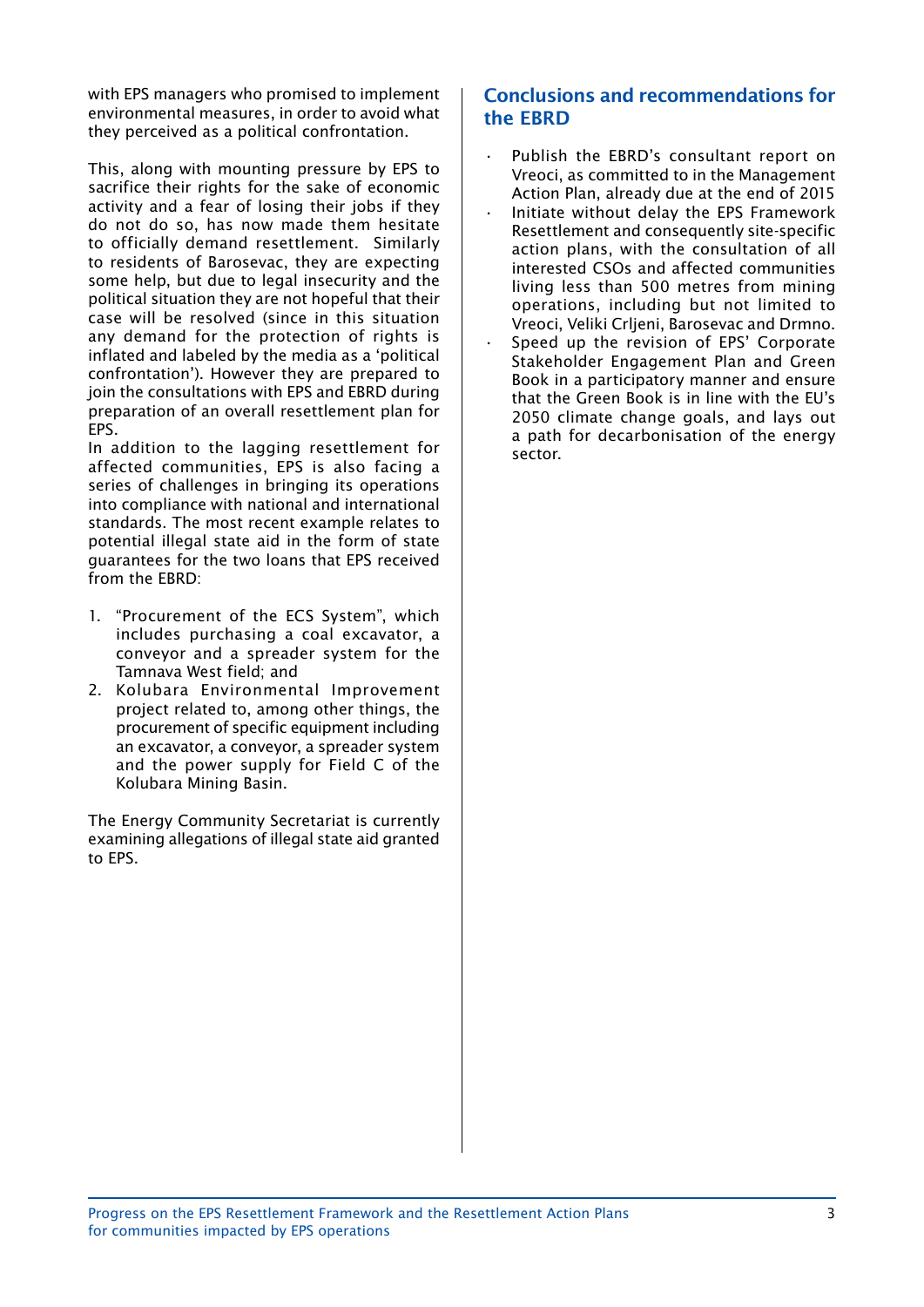with EPS managers who promised to implement environmental measures, in order to avoid what they perceived as a political confrontation.

This, along with mounting pressure by EPS to sacrifice their rights for the sake of economic activity and a fear of losing their jobs if they do not do so, has now made them hesitate to officially demand resettlement. Similarly to residents of Barosevac, they are expecting some help, but due to legal insecurity and the political situation they are not hopeful that their case will be resolved (since in this situation any demand for the protection of rights is inflated and labeled by the media as a 'political confrontation'). However they are prepared to join the consultations with EPS and EBRD during preparation of an overall resettlement plan for EPS.

In addition to the lagging resettlement for affected communities, EPS is also facing a series of challenges in bringing its operations into compliance with national and international standards. The most recent example relates to potential illegal state aid in the form of state guarantees for the two loans that EPS received from the EBRD:

1. "Procurement of the ECS System", which includes purchasing a coal excavator, a conveyor and a spreader system for the Tamnava West field; and
2. Kolubara Environmental Improvement project related to, among other things, the procurement of specific equipment including an excavator, a conveyor, a spreader system and the power supply for Field C of the Kolubara Mining Basin.

The Energy Community Secretariat is currently examining allegations of illegal state aid granted to EPS.

## Conclusions and recommendations for the EBRD

- Publish the EBRD's consultant report on Vreoci, as committed to in the Management Action Plan, already due at the end of 2015
- Initiate without delay the EPS Framework Resettlement and consequently site-specific action plans, with the consultation of all interested CSOs and affected communities living less than 500 metres from mining operations, including but not limited to Vreoci, Veliki Crljeni, Barosevac and Drmno.
- Speed up the revision of EPS' Corporate Stakeholder Engagement Plan and Green Book in a participatory manner and ensure that the Green Book is in line with the EU's 2050 climate change goals, and lays out a path for decarbonisation of the energy sector.